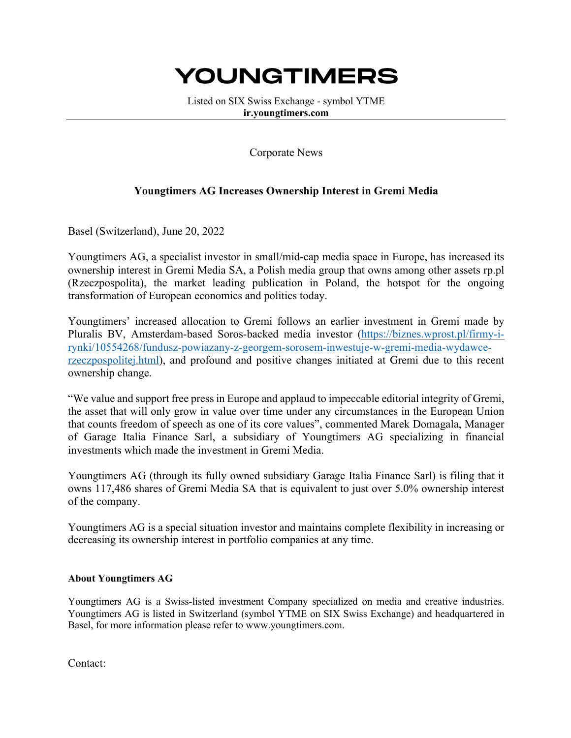# YOUNGTIMERS

Listed on SIX Swiss Exchange - symbol YTME
**ir.youngtimers.com**

---

Corporate News

**Youngtimers AG Increases Ownership Interest in Gremi Media**

Basel (Switzerland), June 20, 2022

Youngtimers AG, a specialist investor in small/mid-cap media space in Europe, has increased its ownership interest in Gremi Media SA, a Polish media group that owns among other assets rp.pl (Rzeczpospolita), the market leading publication in Poland, the hotspot for the ongoing transformation of European economics and politics today.

Youngtimers' increased allocation to Gremi follows an earlier investment in Gremi made by Pluralis BV, Amsterdam-based Soros-backed media investor (https://biznes.wprost.pl/firmy-i-rynki/10554268/fundusz-powiazany-z-georgem-sorosem-inwestuje-w-gremi-media-wydawce-rzeczpospolitej.html), and profound and positive changes initiated at Gremi due to this recent ownership change.

"We value and support free press in Europe and applaud to impeccable editorial integrity of Gremi, the asset that will only grow in value over time under any circumstances in the European Union that counts freedom of speech as one of its core values", commented Marek Domagala, Manager of Garage Italia Finance Sarl, a subsidiary of Youngtimers AG specializing in financial investments which made the investment in Gremi Media.

Youngtimers AG (through its fully owned subsidiary Garage Italia Finance Sarl) is filing that it owns 117,486 shares of Gremi Media SA that is equivalent to just over 5.0% ownership interest of the company.

Youngtimers AG is a special situation investor and maintains complete flexibility in increasing or decreasing its ownership interest in portfolio companies at any time.

**About Youngtimers AG**

Youngtimers AG is a Swiss-listed investment Company specialized on media and creative industries. Youngtimers AG is listed in Switzerland (symbol YTME on SIX Swiss Exchange) and headquartered in Basel, for more information please refer to www.youngtimers.com.

Contact: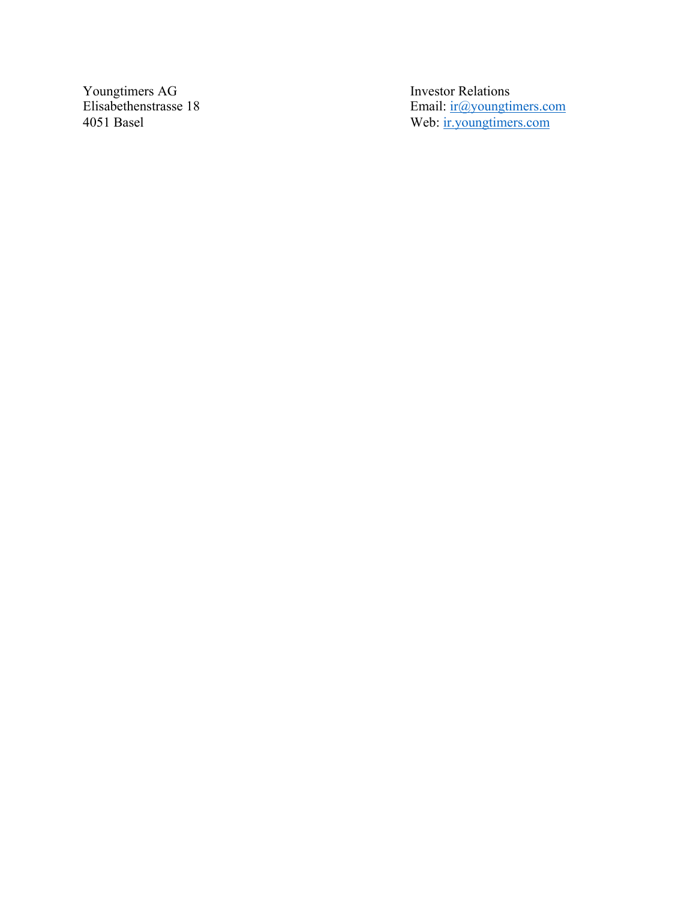Youngtimers AG
Elisabethenstrasse 18
4051 Basel

Investor Relations
Email: ir@youngtimers.com
Web: ir.youngtimers.com